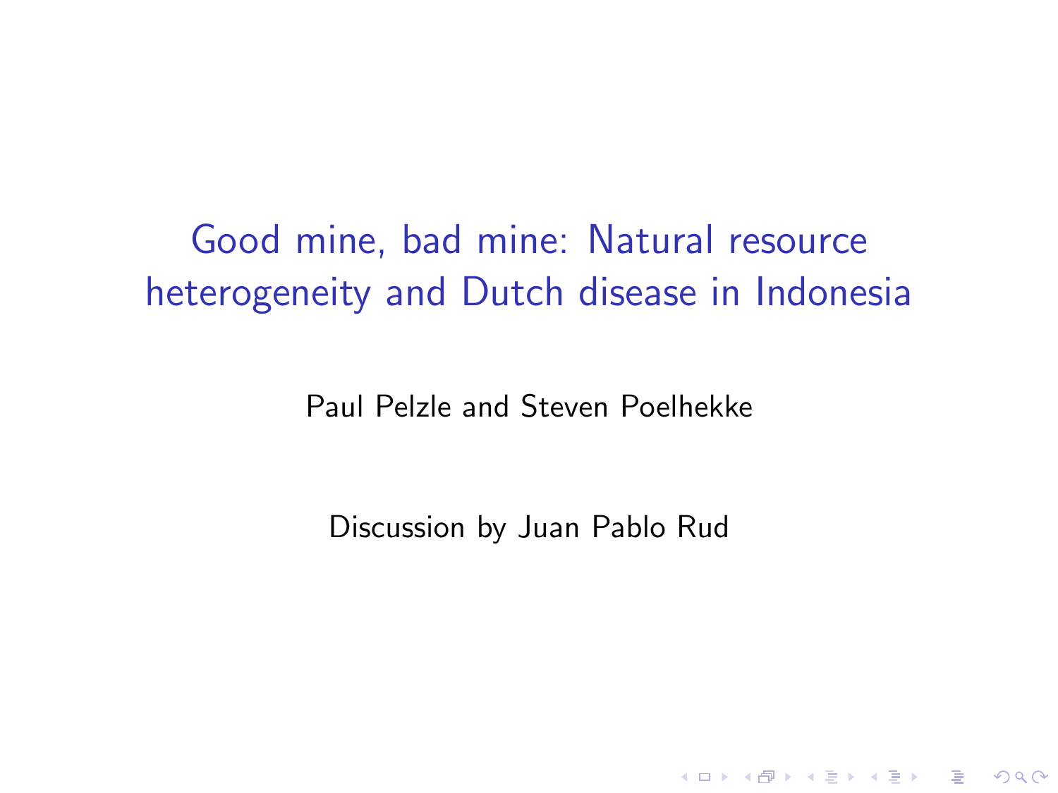# Good mine, bad mine: Natural resource heterogeneity and Dutch disease in Indonesia

Paul Pelzle and Steven Poelhekke

Discussion by Juan Pablo Rud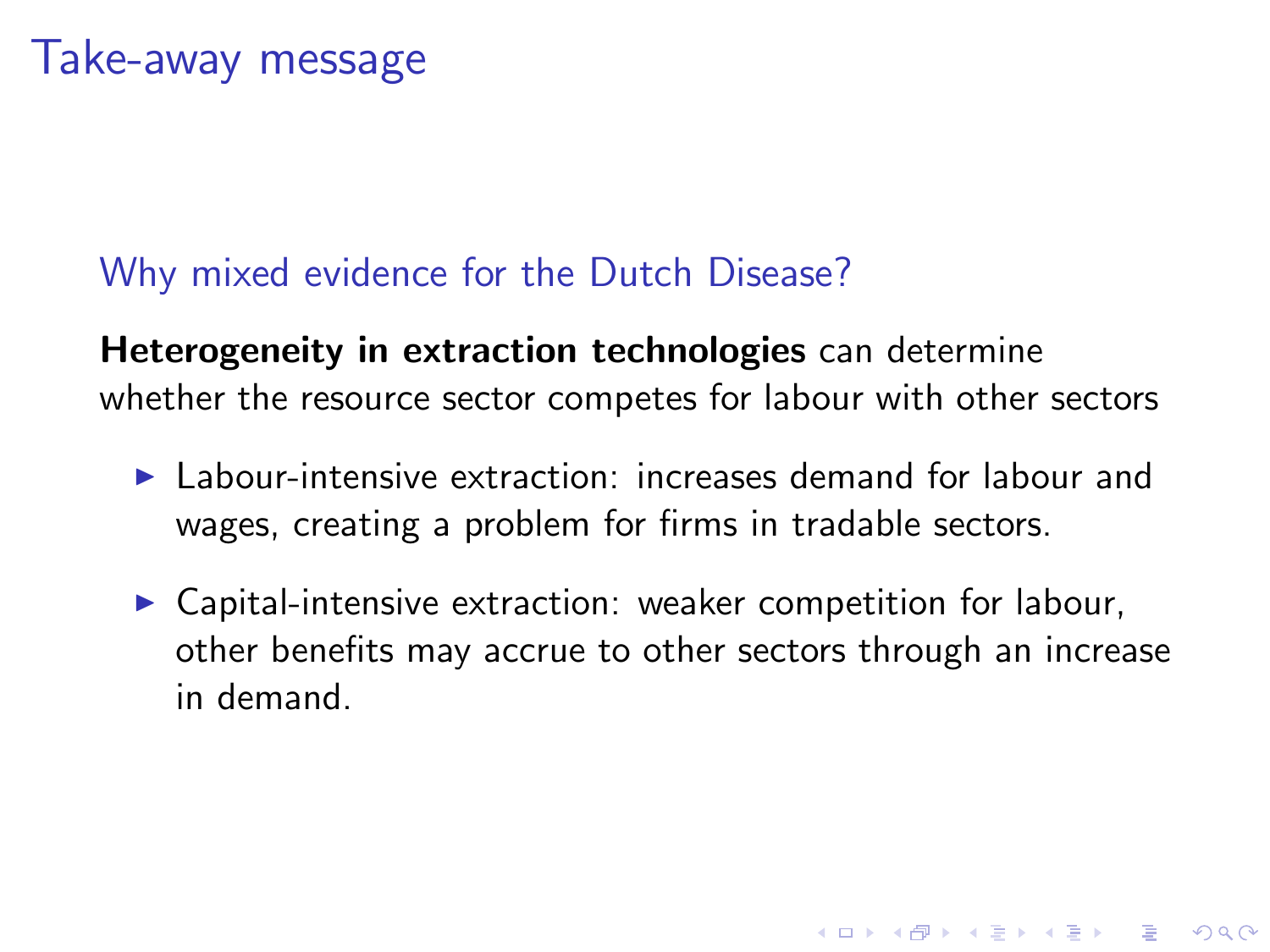# Take-away message

## Why mixed evidence for the Dutch Disease?

**Heterogeneity in extraction technologies** can determine whether the resource sector competes for labour with other sectors

- Labour-intensive extraction: increases demand for labour and wages, creating a problem for firms in tradable sectors.
- Capital-intensive extraction: weaker competition for labour, other benefits may accrue to other sectors through an increase in demand.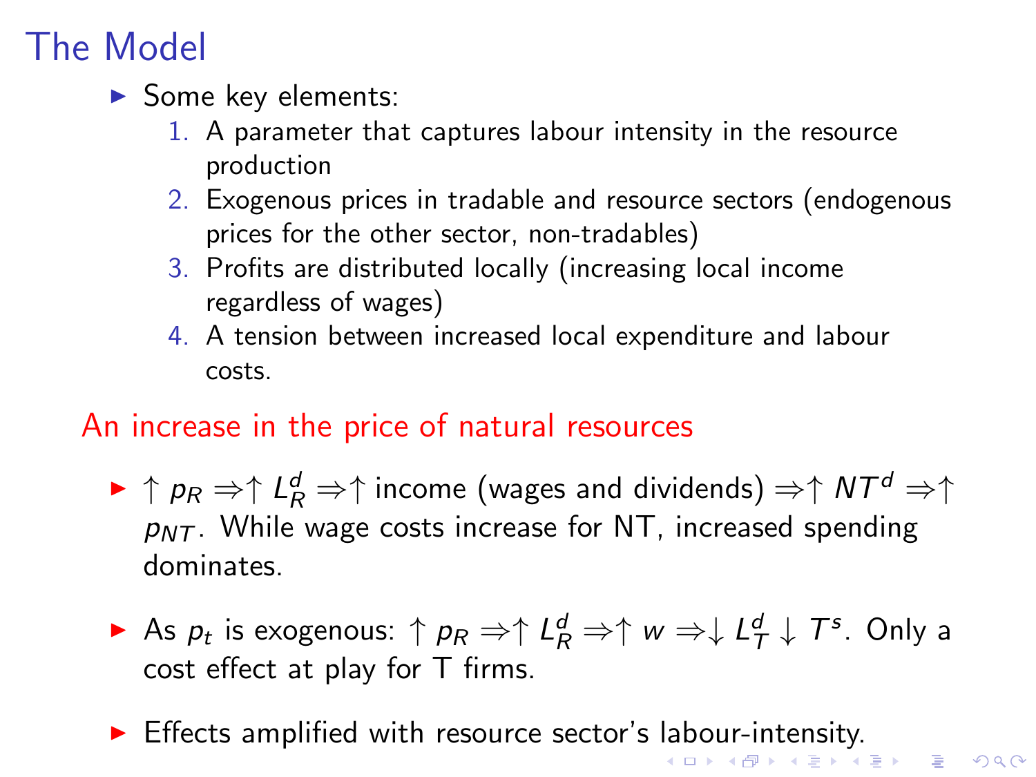# The Model

- Some key elements:
  1. A parameter that captures labour intensity in the resource production
  2. Exogenous prices in tradable and resource sectors (endogenous prices for the other sector, non-tradables)
  3. Profits are distributed locally (increasing local income regardless of wages)
  4. A tension between increased local expenditure and labour costs.

## An increase in the price of natural resources

- $\uparrow p_R \Rightarrow \uparrow L_R^d \Rightarrow \uparrow$ income (wages and dividends) $\Rightarrow \uparrow NT^d \Rightarrow \uparrow p_{NT}$. While wage costs increase for NT, increased spending dominates.

- As $p_t$ is exogenous: $\uparrow p_R \Rightarrow \uparrow L_R^d \Rightarrow \uparrow w \Rightarrow \downarrow L_T^d \downarrow T^s$. Only a cost effect at play for T firms.

- Effects amplified with resource sector's labour-intensity.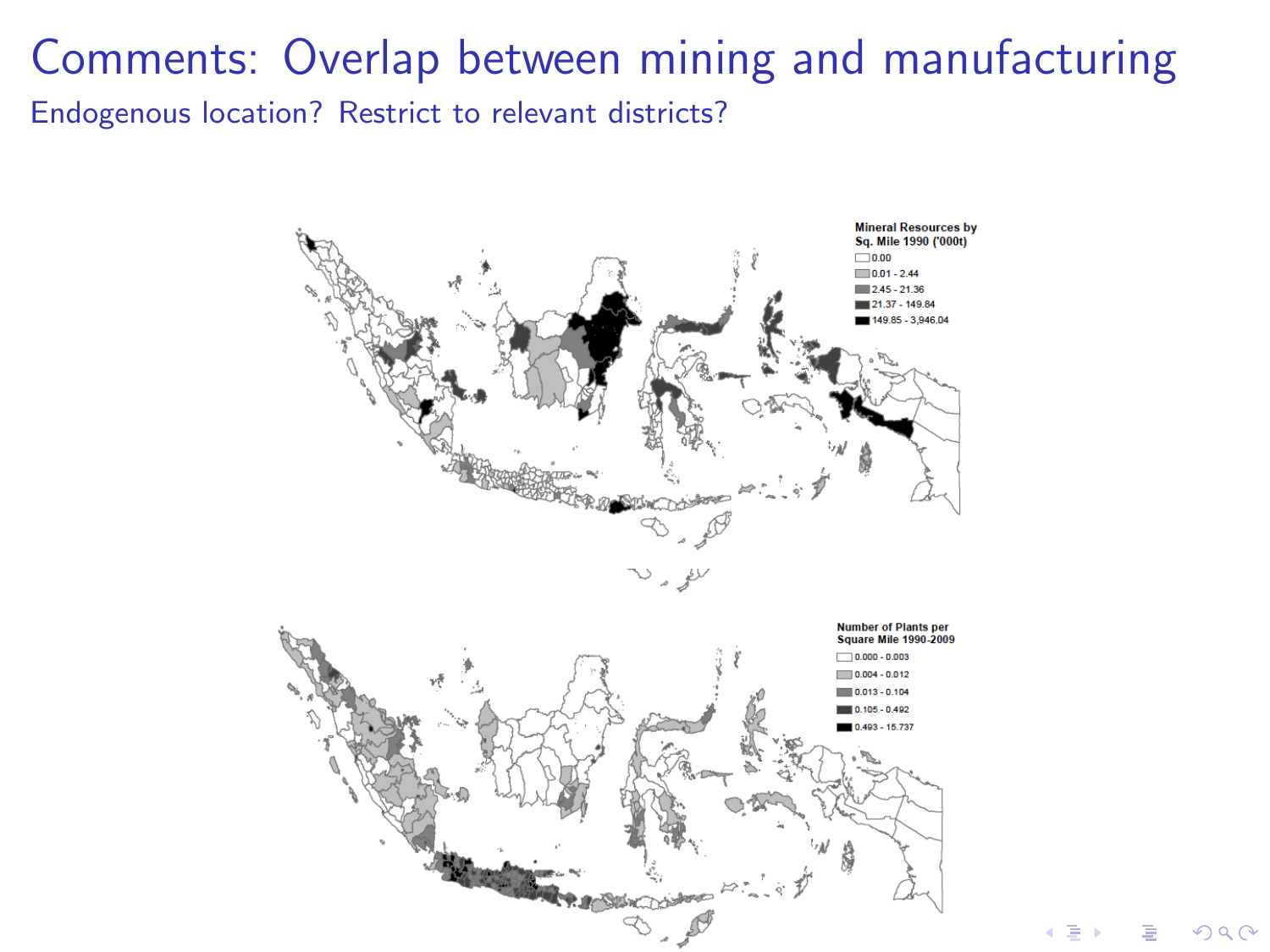# Comments: Overlap between mining and manufacturing

Endogenous location? Restrict to relevant districts?

**Mineral Resources by Sq. Mile 1990 ('000t)**

- 0.00
- 0.01 - 2.44
- 2.45 - 21.36
- 21.37 - 149.84
- 149.85 - 3,946.04

**Number of Plants per Square Mile 1990-2009**

- 0.000 - 0.003
- 0.004 - 0.012
- 0.013 - 0.104
- 0.105 - 0.492
- 0.493 - 15.737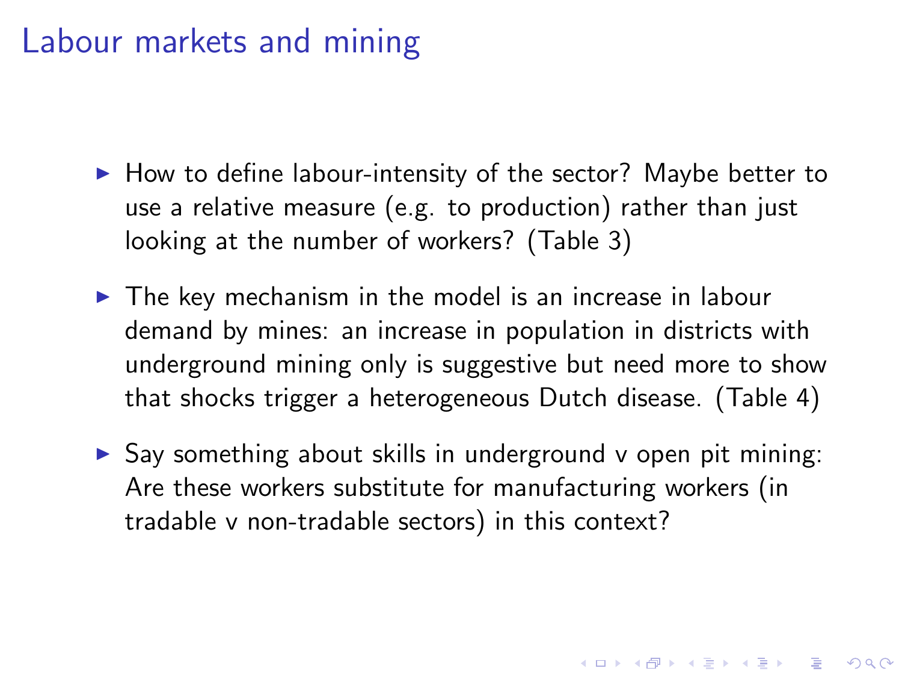# Labour markets and mining

- How to define labour-intensity of the sector? Maybe better to use a relative measure (e.g. to production) rather than just looking at the number of workers? (Table 3)
- The key mechanism in the model is an increase in labour demand by mines: an increase in population in districts with underground mining only is suggestive but need more to show that shocks trigger a heterogeneous Dutch disease. (Table 4)
- Say something about skills in underground v open pit mining: Are these workers substitute for manufacturing workers (in tradable v non-tradable sectors) in this context?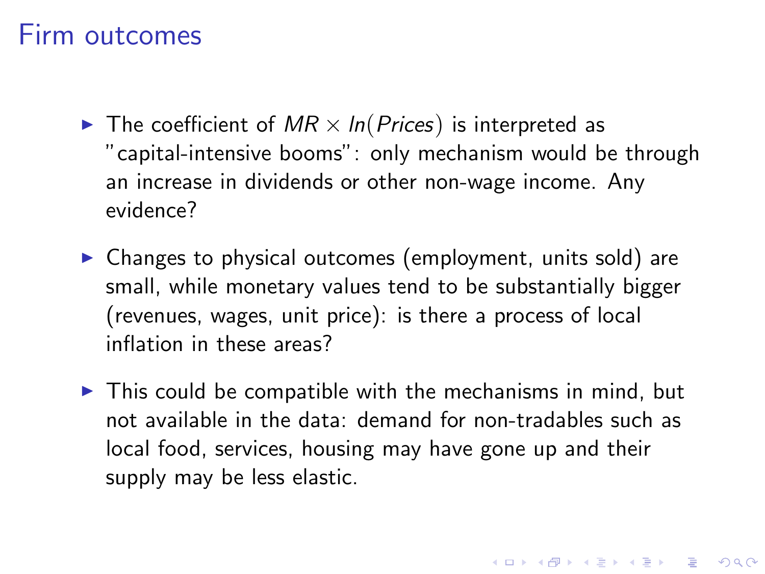# Firm outcomes

- The coefficient of $MR \times ln(Prices)$ is interpreted as "capital-intensive booms": only mechanism would be through an increase in dividends or other non-wage income. Any evidence?
- Changes to physical outcomes (employment, units sold) are small, while monetary values tend to be substantially bigger (revenues, wages, unit price): is there a process of local inflation in these areas?
- This could be compatible with the mechanisms in mind, but not available in the data: demand for non-tradables such as local food, services, housing may have gone up and their supply may be less elastic.